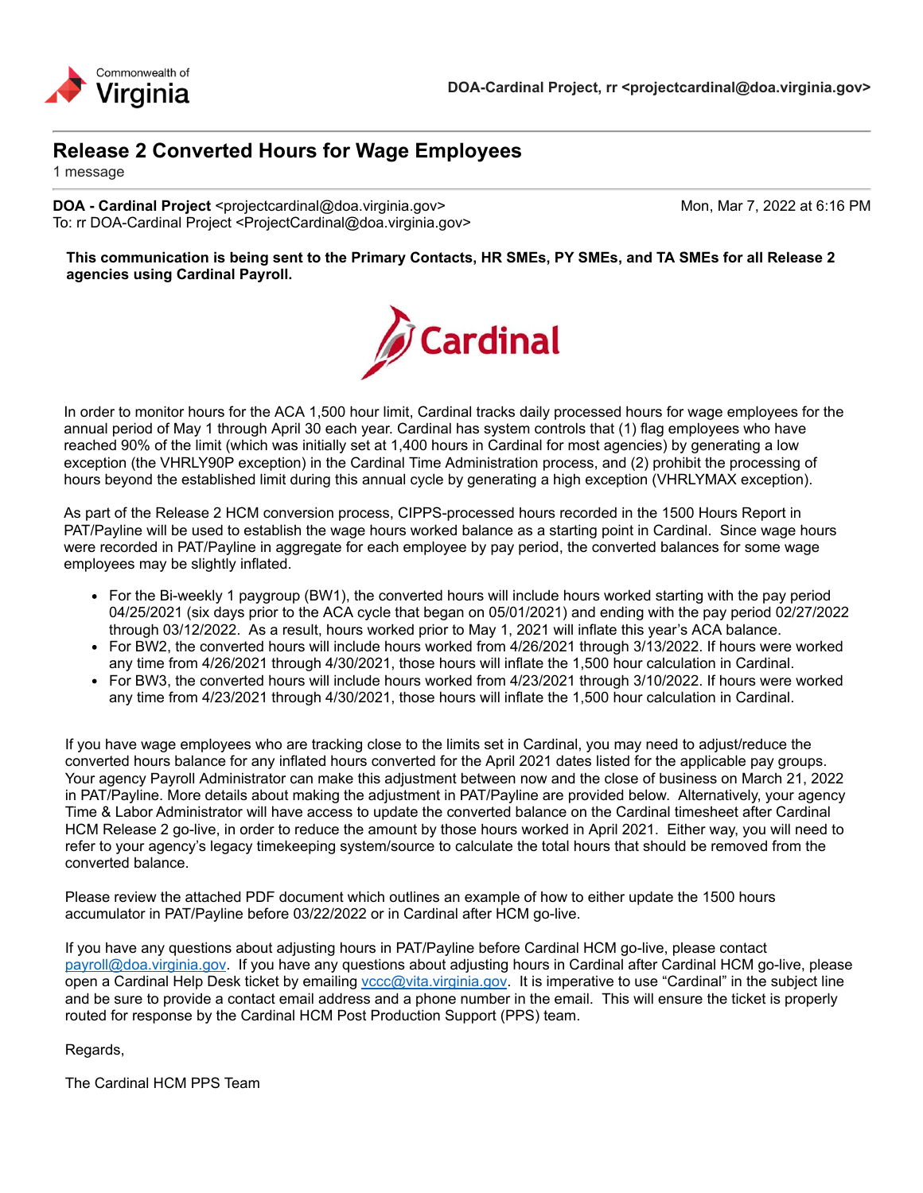Commonwealth of Virginia

**DOA-Cardinal Project, rr <projectcardinal@doa.virginia.gov>**

# Release 2 Converted Hours for Wage Employees

1 message

**DOA - Cardinal Project** <projectcardinal@doa.virginia.gov> Mon, Mar 7, 2022 at 6:16 PM
To: rr DOA-Cardinal Project <ProjectCardinal@doa.virginia.gov>

**This communication is being sent to the Primary Contacts, HR SMEs, PY SMEs, and TA SMEs for all Release 2 agencies using Cardinal Payroll.**

Cardinal

In order to monitor hours for the ACA 1,500 hour limit, Cardinal tracks daily processed hours for wage employees for the annual period of May 1 through April 30 each year. Cardinal has system controls that (1) flag employees who have reached 90% of the limit (which was initially set at 1,400 hours in Cardinal for most agencies) by generating a low exception (the VHRLY90P exception) in the Cardinal Time Administration process, and (2) prohibit the processing of hours beyond the established limit during this annual cycle by generating a high exception (VHRLYMAX exception).

As part of the Release 2 HCM conversion process, CIPPS-processed hours recorded in the 1500 Hours Report in PAT/Payline will be used to establish the wage hours worked balance as a starting point in Cardinal. Since wage hours were recorded in PAT/Payline in aggregate for each employee by pay period, the converted balances for some wage employees may be slightly inflated.

- For the Bi-weekly 1 paygroup (BW1), the converted hours will include hours worked starting with the pay period 04/25/2021 (six days prior to the ACA cycle that began on 05/01/2021) and ending with the pay period 02/27/2022 through 03/12/2022. As a result, hours worked prior to May 1, 2021 will inflate this year's ACA balance.
- For BW2, the converted hours will include hours worked from 4/26/2021 through 3/13/2022. If hours were worked any time from 4/26/2021 through 4/30/2021, those hours will inflate the 1,500 hour calculation in Cardinal.
- For BW3, the converted hours will include hours worked from 4/23/2021 through 3/10/2022. If hours were worked any time from 4/23/2021 through 4/30/2021, those hours will inflate the 1,500 hour calculation in Cardinal.

If you have wage employees who are tracking close to the limits set in Cardinal, you may need to adjust/reduce the converted hours balance for any inflated hours converted for the April 2021 dates listed for the applicable pay groups. Your agency Payroll Administrator can make this adjustment between now and the close of business on March 21, 2022 in PAT/Payline. More details about making the adjustment in PAT/Payline are provided below. Alternatively, your agency Time & Labor Administrator will have access to update the converted balance on the Cardinal timesheet after Cardinal HCM Release 2 go-live, in order to reduce the amount by those hours worked in April 2021. Either way, you will need to refer to your agency's legacy timekeeping system/source to calculate the total hours that should be removed from the converted balance.

Please review the attached PDF document which outlines an example of how to either update the 1500 hours accumulator in PAT/Payline before 03/22/2022 or in Cardinal after HCM go-live.

If you have any questions about adjusting hours in PAT/Payline before Cardinal HCM go-live, please contact payroll@doa.virginia.gov. If you have any questions about adjusting hours in Cardinal after Cardinal HCM go-live, please open a Cardinal Help Desk ticket by emailing vccc@vita.virginia.gov. It is imperative to use "Cardinal" in the subject line and be sure to provide a contact email address and a phone number in the email. This will ensure the ticket is properly routed for response by the Cardinal HCM Post Production Support (PPS) team.

Regards,

The Cardinal HCM PPS Team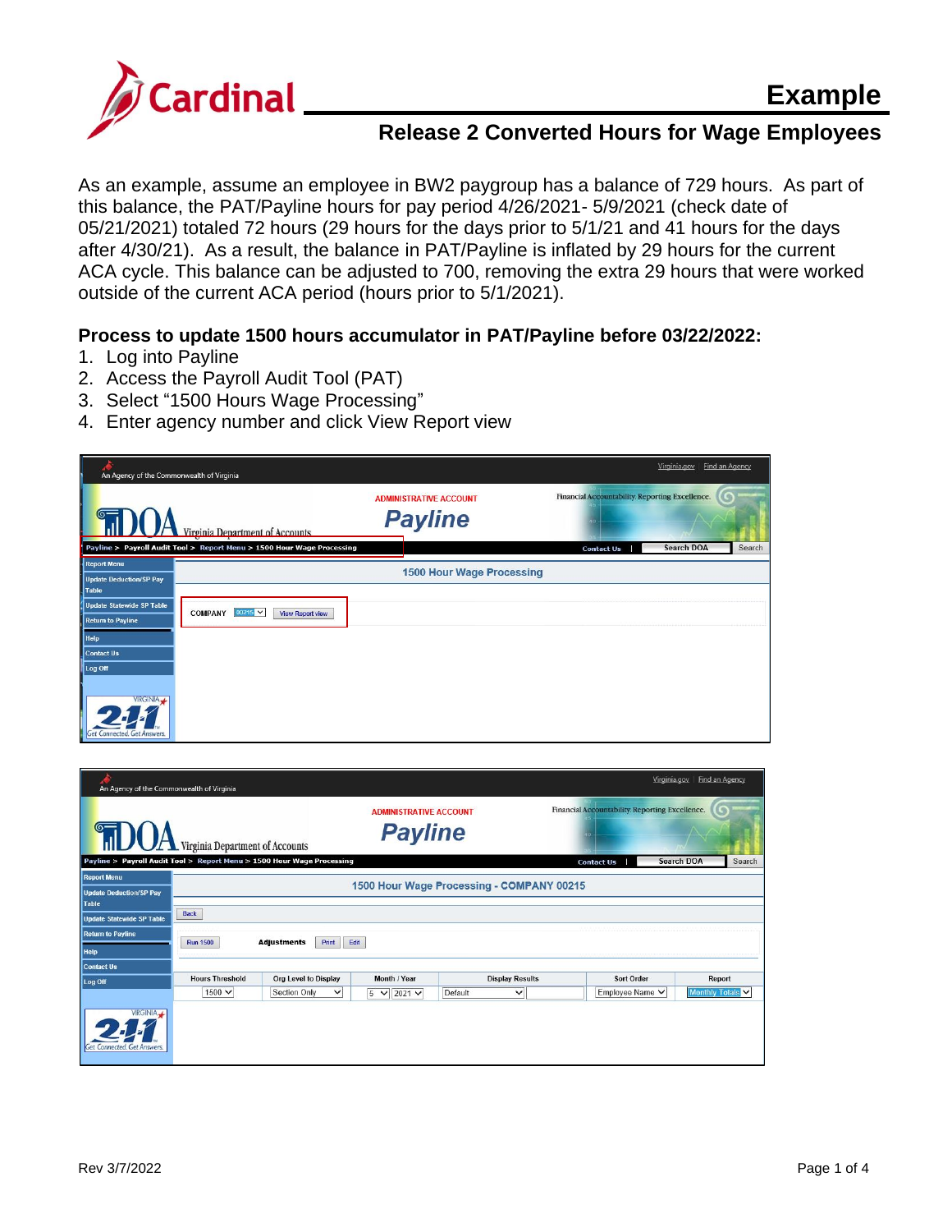# Example

## Release 2 Converted Hours for Wage Employees

As an example, assume an employee in BW2 paygroup has a balance of 729 hours. As part of this balance, the PAT/Payline hours for pay period 4/26/2021- 5/9/2021 (check date of 05/21/2021) totaled 72 hours (29 hours for the days prior to 5/1/21 and 41 hours for the days after 4/30/21). As a result, the balance in PAT/Payline is inflated by 29 hours for the current ACA cycle. This balance can be adjusted to 700, removing the extra 29 hours that were worked outside of the current ACA period (hours prior to 5/1/2021).

### Process to update 1500 hours accumulator in PAT/Payline before 03/22/2022:

1. Log into Payline
2. Access the Payroll Audit Tool (PAT)
3. Select "1500 Hours Wage Processing"
4. Enter agency number and click View Report view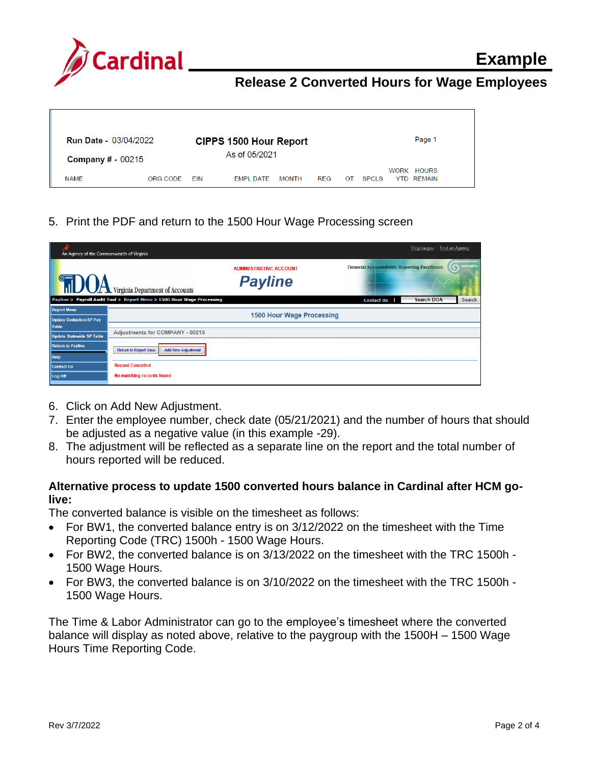# Example

## Release 2 Converted Hours for Wage Employees

Run Date - 03/04/2022 | CIPPS 1500 Hour Report | Page 1
Company # - 00215 | As of 05/2021

| NAME | ORG CODE | EIN | EMPL DATE | MONTH | REG | OT | SPCLS | WORK YTD | HOURS REMAIN |
|---|---|---|---|---|---|---|---|---|---|

5. Print the PDF and return to the 1500 Hour Wage Processing screen

An Agency of the Commonwealth of Virginia | Virginia.gov | Find an Agency

DOA Virginia Department of Accounts | ADMINISTRATIVE ACCOUNT **Payline** | Financial Accountability. Reporting Excellence.

Payline > Payroll Audit Tool > Report Menu > 1500 Hour Wage Processing | Contact Us | Search DOA | Search

- Report Menu
- Update Deduction/SP Pay Table
- Update Statewide SP Table
- Return to Payline
- Help
- Contact Us
- Log Off

1500 Hour Wage Processing

Adjustments for COMPANY - 00215

Return to Report View | Add New Adjustment

Record Cancelled

No matching records found

6. Click on Add New Adjustment.
7. Enter the employee number, check date (05/21/2021) and the number of hours that should be adjusted as a negative value (in this example -29).
8. The adjustment will be reflected as a separate line on the report and the total number of hours reported will be reduced.

**Alternative process to update 1500 converted hours balance in Cardinal after HCM go-live:**

The converted balance is visible on the timesheet as follows:

- For BW1, the converted balance entry is on 3/12/2022 on the timesheet with the Time Reporting Code (TRC) 1500h - 1500 Wage Hours.
- For BW2, the converted balance is on 3/13/2022 on the timesheet with the TRC 1500h - 1500 Wage Hours.
- For BW3, the converted balance is on 3/10/2022 on the timesheet with the TRC 1500h - 1500 Wage Hours.

The Time & Labor Administrator can go to the employee's timesheet where the converted balance will display as noted above, relative to the paygroup with the 1500H – 1500 Wage Hours Time Reporting Code.

Rev 3/7/2022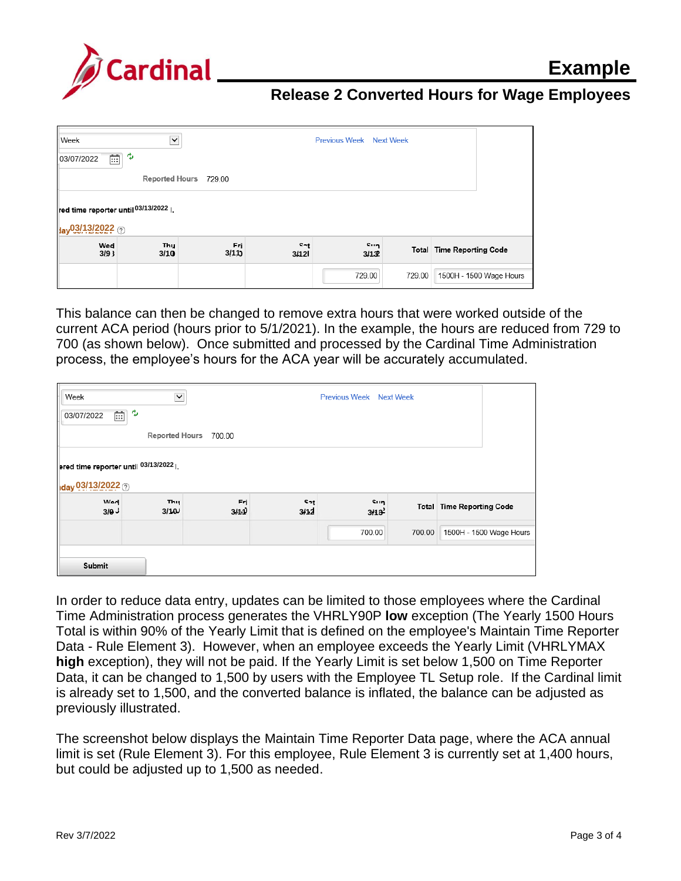| Week | | | | Previous Week | Next Week | |
|---|---|---|---|---|---|---|
| 03/07/2022 | | | | | | |
| | Reported Hours 729.00 | | | | | |
| red time reporter until 03/13/2022 | | | | | | |
| day 03/13/2022 | | | | | | |
| Wed 3/9 | Thu 3/10 | Fri 3/11 | Sat 3/12 | Sun 3/13 | Total | Time Reporting Code |
| | | | | 729.00 | 729.00 | 1500H - 1500 Wage Hours |

This balance can then be changed to remove extra hours that were worked outside of the current ACA period (hours prior to 5/1/2021). In the example, the hours are reduced from 729 to 700 (as shown below). Once submitted and processed by the Cardinal Time Administration process, the employee's hours for the ACA year will be accurately accumulated.

| Week | | | | Previous Week | Next Week | |
|---|---|---|---|---|---|---|
| 03/07/2022 | | | | | | |
| | Reported Hours 700.00 | | | | | |
| ered time reporter until 03/13/2022 | | | | | | |
| day 03/13/2022 | | | | | | |
| Wed 3/9 | Thu 3/10 | Fri 3/11 | Sat 3/12 | Sun 3/13 | Total | Time Reporting Code |
| | | | | 700.00 | 700.00 | 1500H - 1500 Wage Hours |
| Submit | | | | | | |

In order to reduce data entry, updates can be limited to those employees where the Cardinal Time Administration process generates the VHRLY90P **low** exception (The Yearly 1500 Hours Total is within 90% of the Yearly Limit that is defined on the employee's Maintain Time Reporter Data - Rule Element 3). However, when an employee exceeds the Yearly Limit (VHRLYMAX **high** exception), they will not be paid. If the Yearly Limit is set below 1,500 on Time Reporter Data, it can be changed to 1,500 by users with the Employee TL Setup role. If the Cardinal limit is already set to 1,500, and the converted balance is inflated, the balance can be adjusted as previously illustrated.

The screenshot below displays the Maintain Time Reporter Data page, where the ACA annual limit is set (Rule Element 3). For this employee, Rule Element 3 is currently set at 1,400 hours, but could be adjusted up to 1,500 as needed.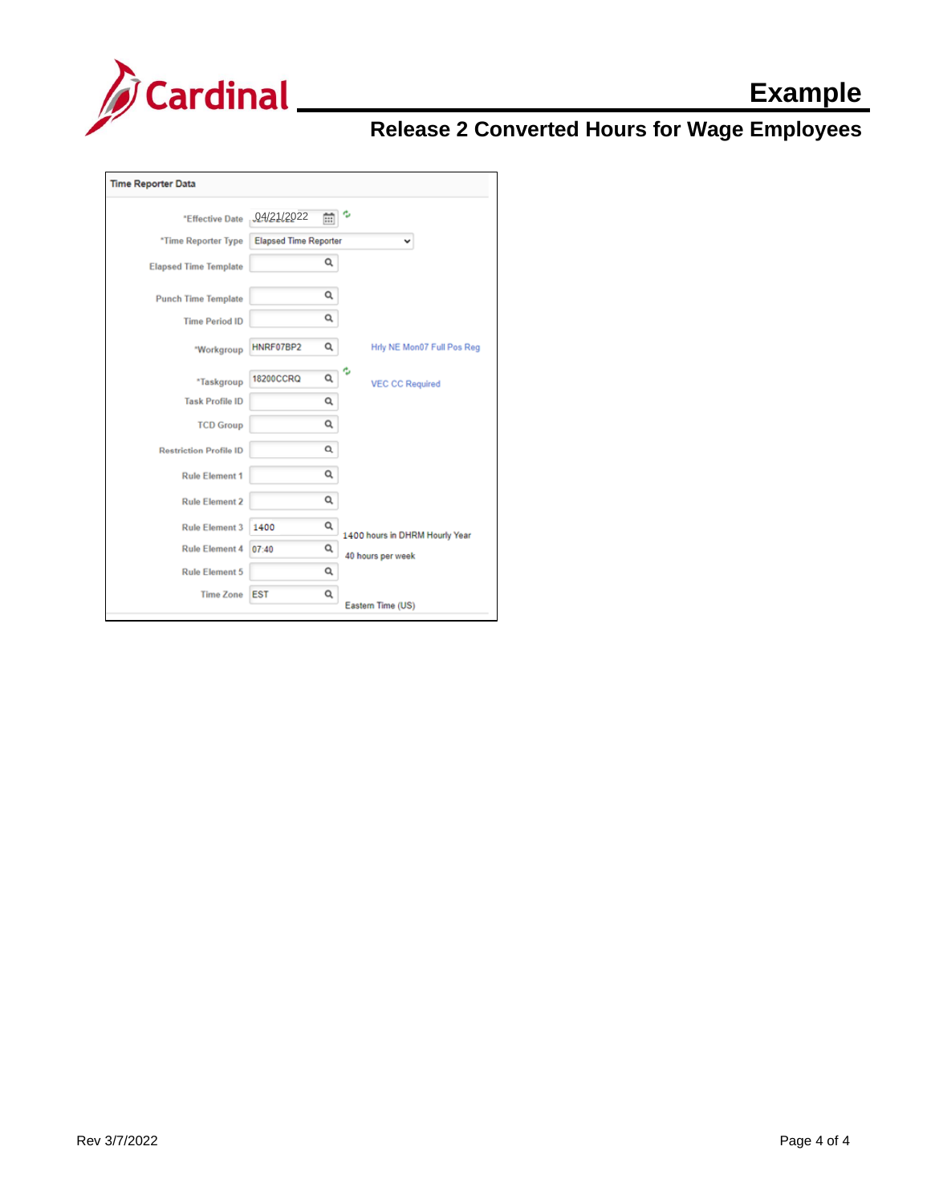**Time Reporter Data**

| | | | |
|---|---|---|---|
| *Effective Date | 04/21/2022 | | |
| *Time Reporter Type | Elapsed Time Reporter | | |
| Elapsed Time Template | | | |
| Punch Time Template | | | |
| Time Period ID | | | |
| *Workgroup | HNRF07BP2 | | Hrly NE Mon07 Full Pos Reg |
| *Taskgroup | 18200CCRQ | | VEC CC Required |
| Task Profile ID | | | |
| TCD Group | | | |
| Restriction Profile ID | | | |
| Rule Element 1 | | | |
| Rule Element 2 | | | |
| Rule Element 3 | 1400 | | 1400 hours in DHRM Hourly Year |
| Rule Element 4 | 07:40 | | 40 hours per week |
| Rule Element 5 | | | |
| Time Zone | EST | | Eastern Time (US) |